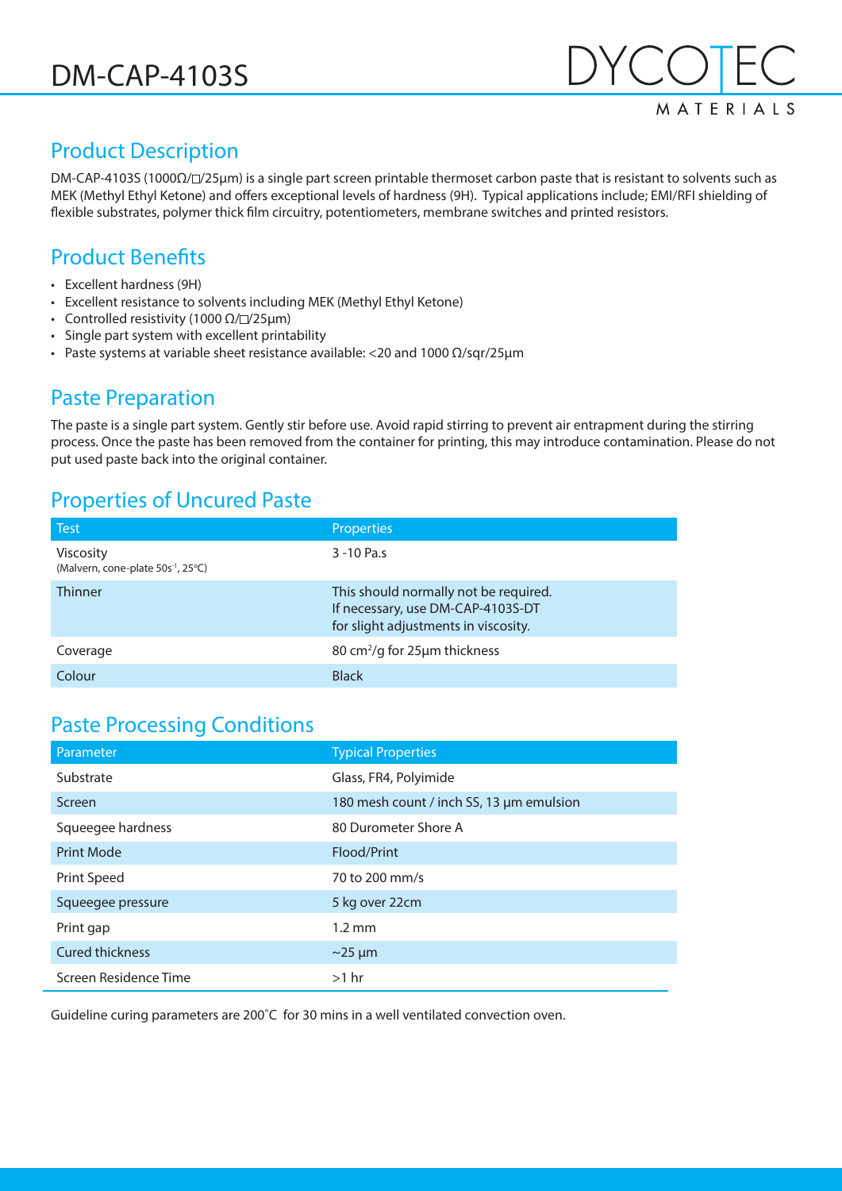# DM-CAP-4103S

DYCOTEC MATERIALS

## Product Description

DM-CAP-4103S (1000Ω/□/25μm) is a single part screen printable thermoset carbon paste that is resistant to solvents such as MEK (Methyl Ethyl Ketone) and offers exceptional levels of hardness (9H). Typical applications include; EMI/RFI shielding of flexible substrates, polymer thick film circuitry, potentiometers, membrane switches and printed resistors.

## Product Benefits

- Excellent hardness (9H)
- Excellent resistance to solvents including MEK (Methyl Ethyl Ketone)
- Controlled resistivity (1000 Ω/□/25μm)
- Single part system with excellent printability
- Paste systems at variable sheet resistance available: <20 and 1000 Ω/sqr/25μm

## Paste Preparation

The paste is a single part system. Gently stir before use. Avoid rapid stirring to prevent air entrapment during the stirring process. Once the paste has been removed from the container for printing, this may introduce contamination. Please do not put used paste back into the original container.

## Properties of Uncured Paste

| Test | Properties |
|---|---|
| Viscosity (Malvern, cone-plate 50s$^{-1}$, 25°C) | 3 -10 Pa.s |
| Thinner | This should normally not be required. If necessary, use DM-CAP-4103S-DT for slight adjustments in viscosity. |
| Coverage | 80 cm$^2$/g for 25μm thickness |
| Colour | Black |

## Paste Processing Conditions

| Parameter | Typical Properties |
|---|---|
| Substrate | Glass, FR4, Polyimide |
| Screen | 180 mesh count / inch SS, 13 μm emulsion |
| Squeegee hardness | 80 Durometer Shore A |
| Print Mode | Flood/Print |
| Print Speed | 70 to 200 mm/s |
| Squeegee pressure | 5 kg over 22cm |
| Print gap | 1.2 mm |
| Cured thickness | ~25 μm |
| Screen Residence Time | >1 hr |

Guideline curing parameters are 200˚C for 30 mins in a well ventilated convection oven.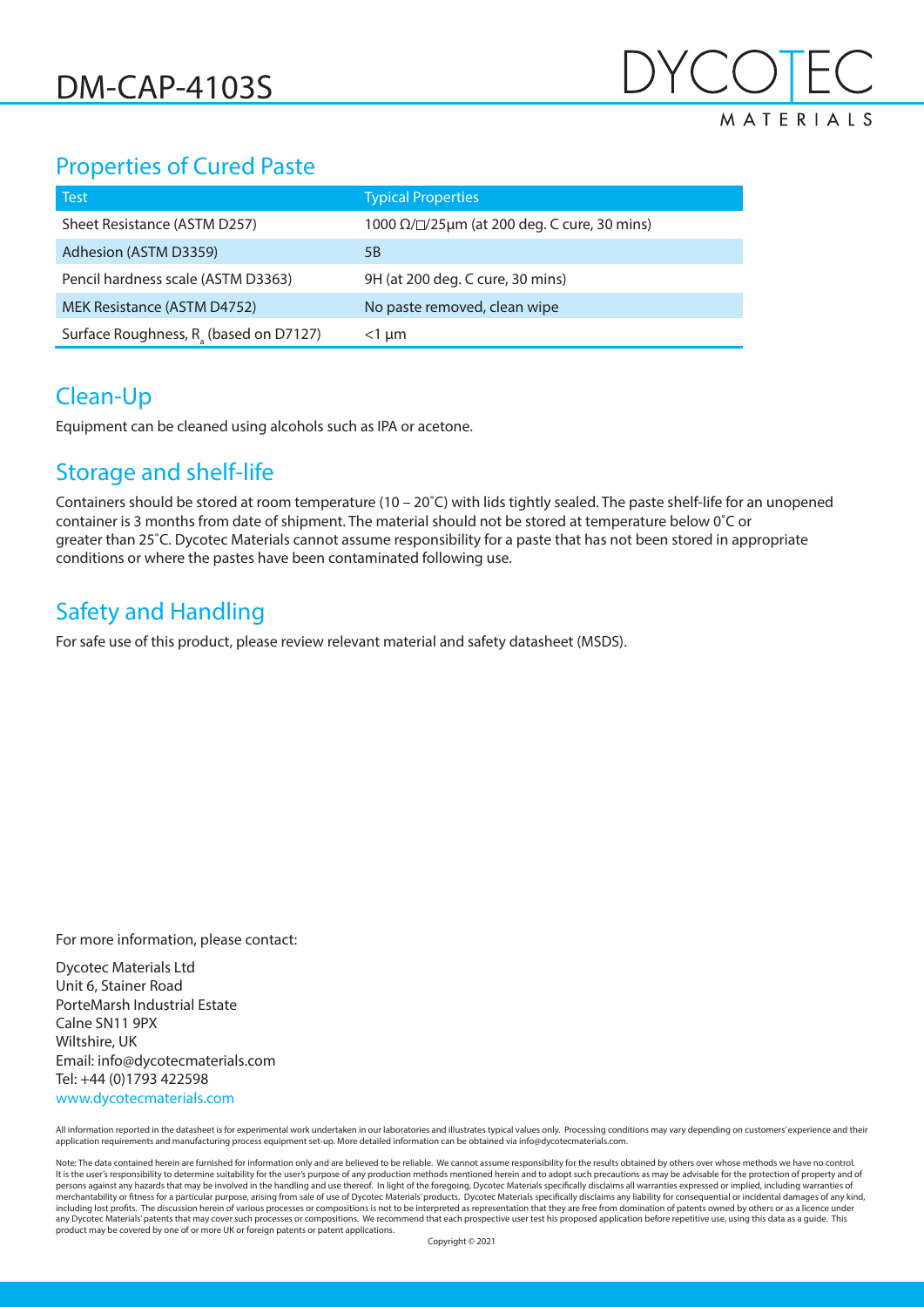# DM-CAP-4103S

## Properties of Cured Paste

| Test | Typical Properties |
|---|---|
| Sheet Resistance (ASTM D257) | 1000 Ω/□/25µm (at 200 deg. C cure, 30 mins) |
| Adhesion (ASTM D3359) | 5B |
| Pencil hardness scale (ASTM D3363) | 9H (at 200 deg. C cure, 30 mins) |
| MEK Resistance (ASTM D4752) | No paste removed, clean wipe |
| Surface Roughness, $R_a$ (based on D7127) | <1 µm |

## Clean-Up

Equipment can be cleaned using alcohols such as IPA or acetone.

## Storage and shelf-life

Containers should be stored at room temperature (10 – 20˚C) with lids tightly sealed. The paste shelf-life for an unopened container is 3 months from date of shipment. The material should not be stored at temperature below 0˚C or greater than 25˚C. Dycotec Materials cannot assume responsibility for a paste that has not been stored in appropriate conditions or where the pastes have been contaminated following use.

## Safety and Handling

For safe use of this product, please review relevant material and safety datasheet (MSDS).

For more information, please contact:

Dycotec Materials Ltd
Unit 6, Stainer Road
PorteMarsh Industrial Estate
Calne SN11 9PX
Wiltshire, UK
Email: info@dycotecmaterials.com
Tel: +44 (0)1793 422598
www.dycotecmaterials.com

All information reported in the datasheet is for experimental work undertaken in our laboratories and illustrates typical values only. Processing conditions may vary depending on customers' experience and their application requirements and manufacturing process equipment set-up. More detailed information can be obtained via info@dycotecmaterials.com.

Note: The data contained herein are furnished for information only and are believed to be reliable. We cannot assume responsibility for the results obtained by others over whose methods we have no control. It is the user's responsibility to determine suitability for the user's purpose of any production methods mentioned herein and to adopt such precautions as may be advisable for the protection of property and of persons against any hazards that may be involved in the handling and use thereof. In light of the foregoing, Dycotec Materials specifically disclaims all warranties expressed or implied, including warranties of merchantability or fitness for a particular purpose, arising from sale of use of Dycotec Materials' products. Dycotec Materials specifically disclaims any liability for consequential or incidental damages of any kind, including lost profits. The discussion herein of various processes or compositions is not to be interpreted as representation that they are free from domination of patents owned by others or as a licence under any Dycotec Materials' patents that may cover such processes or compositions. We recommend that each prospective user test his proposed application before repetitive use, using this data as a guide. This product may be covered by one of or more UK or foreign patents or patent applications.

Copyright © 2021